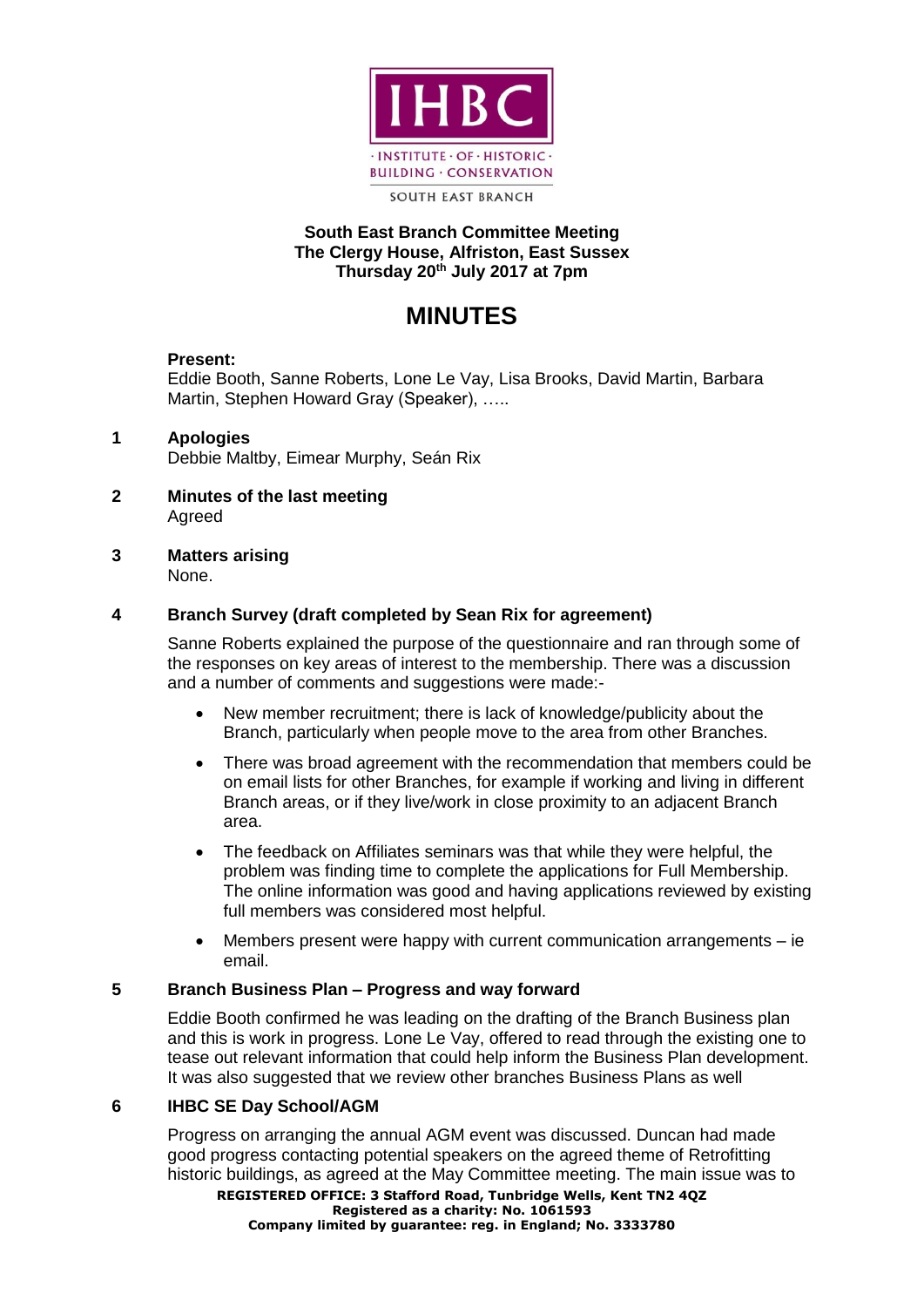IHBC

· INSTITUTE · OF · HISTORIC · BUILDING · CONSERVATION

SOUTH EAST BRANCH

**South East Branch Committee Meeting**
**The Clergy House, Alfriston, East Sussex**
**Thursday 20th July 2017 at 7pm**

# MINUTES

**Present:**
Eddie Booth, Sanne Roberts, Lone Le Vay, Lisa Brooks, David Martin, Barbara Martin, Stephen Howard Gray (Speaker), …..

**1 Apologies**
Debbie Maltby, Eimear Murphy, Seán Rix

**2 Minutes of the last meeting**
Agreed

**3 Matters arising**
None.

**4 Branch Survey (draft completed by Sean Rix for agreement)**

Sanne Roberts explained the purpose of the questionnaire and ran through some of the responses on key areas of interest to the membership. There was a discussion and a number of comments and suggestions were made:-

- New member recruitment; there is lack of knowledge/publicity about the Branch, particularly when people move to the area from other Branches.
- There was broad agreement with the recommendation that members could be on email lists for other Branches, for example if working and living in different Branch areas, or if they live/work in close proximity to an adjacent Branch area.
- The feedback on Affiliates seminars was that while they were helpful, the problem was finding time to complete the applications for Full Membership. The online information was good and having applications reviewed by existing full members was considered most helpful.
- Members present were happy with current communication arrangements – ie email.

**5 Branch Business Plan – Progress and way forward**

Eddie Booth confirmed he was leading on the drafting of the Branch Business plan and this is work in progress. Lone Le Vay, offered to read through the existing one to tease out relevant information that could help inform the Business Plan development. It was also suggested that we review other branches Business Plans as well

**6 IHBC SE Day School/AGM**

Progress on arranging the annual AGM event was discussed. Duncan had made good progress contacting potential speakers on the agreed theme of Retrofitting historic buildings, as agreed at the May Committee meeting. The main issue was to

**REGISTERED OFFICE: 3 Stafford Road, Tunbridge Wells, Kent TN2 4QZ**
**Registered as a charity: No. 1061593**
**Company limited by guarantee: reg. in England; No. 3333780**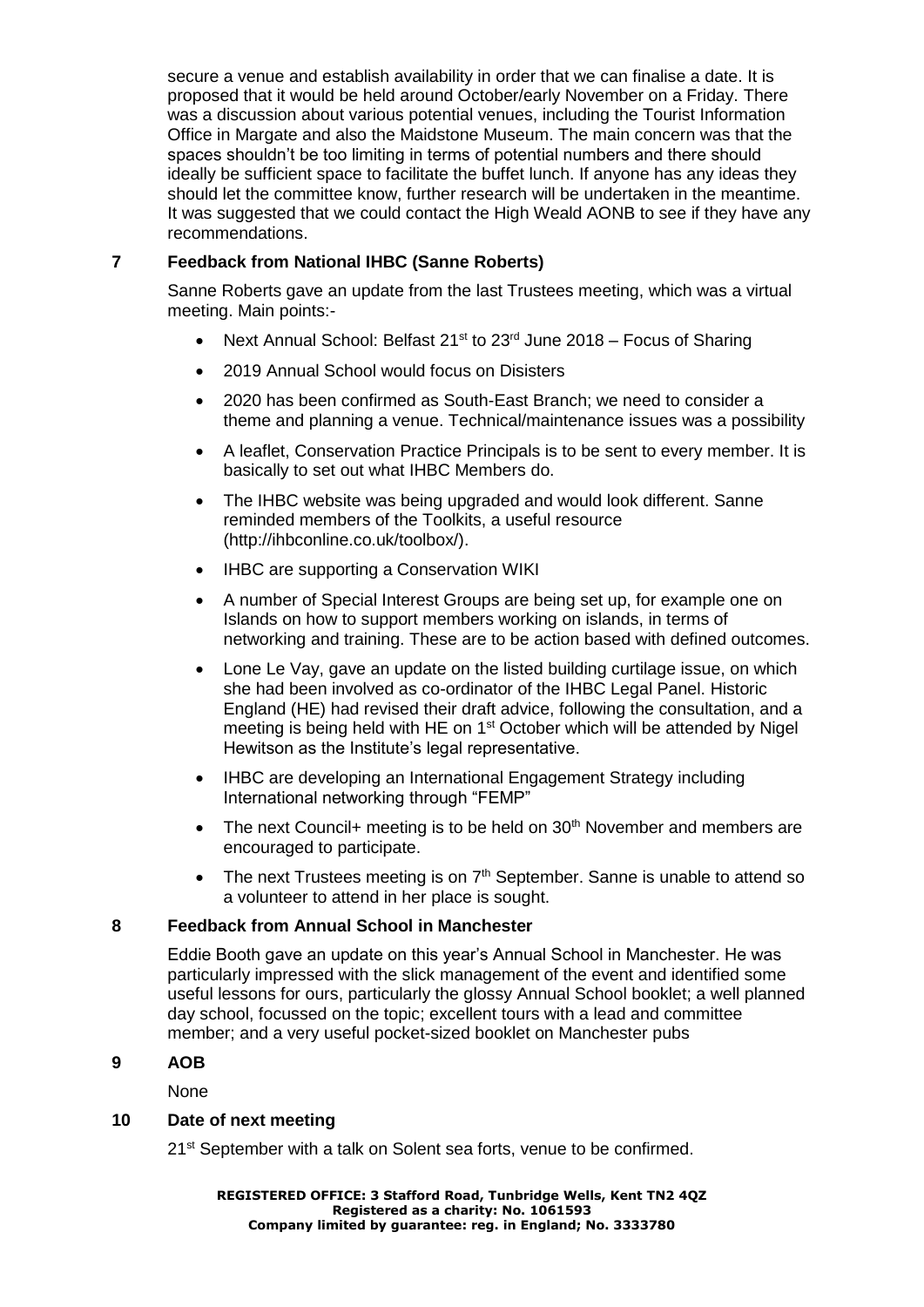secure a venue and establish availability in order that we can finalise a date. It is proposed that it would be held around October/early November on a Friday. There was a discussion about various potential venues, including the Tourist Information Office in Margate and also the Maidstone Museum. The main concern was that the spaces shouldn't be too limiting in terms of potential numbers and there should ideally be sufficient space to facilitate the buffet lunch. If anyone has any ideas they should let the committee know, further research will be undertaken in the meantime. It was suggested that we could contact the High Weald AONB to see if they have any recommendations.

## 7 Feedback from National IHBC (Sanne Roberts)

Sanne Roberts gave an update from the last Trustees meeting, which was a virtual meeting. Main points:-

- Next Annual School: Belfast 21st to 23rd June 2018 – Focus of Sharing
- 2019 Annual School would focus on Disisters
- 2020 has been confirmed as South-East Branch; we need to consider a theme and planning a venue. Technical/maintenance issues was a possibility
- A leaflet, Conservation Practice Principals is to be sent to every member. It is basically to set out what IHBC Members do.
- The IHBC website was being upgraded and would look different. Sanne reminded members of the Toolkits, a useful resource (http://ihbconline.co.uk/toolbox/).
- IHBC are supporting a Conservation WIKI
- A number of Special Interest Groups are being set up, for example one on Islands on how to support members working on islands, in terms of networking and training. These are to be action based with defined outcomes.
- Lone Le Vay, gave an update on the listed building curtilage issue, on which she had been involved as co-ordinator of the IHBC Legal Panel. Historic England (HE) had revised their draft advice, following the consultation, and a meeting is being held with HE on 1st October which will be attended by Nigel Hewitson as the Institute's legal representative.
- IHBC are developing an International Engagement Strategy including International networking through "FEMP"
- The next Council+ meeting is to be held on 30th November and members are encouraged to participate.
- The next Trustees meeting is on 7th September. Sanne is unable to attend so a volunteer to attend in her place is sought.

## 8 Feedback from Annual School in Manchester

Eddie Booth gave an update on this year's Annual School in Manchester. He was particularly impressed with the slick management of the event and identified some useful lessons for ours, particularly the glossy Annual School booklet; a well planned day school, focussed on the topic; excellent tours with a lead and committee member; and a very useful pocket-sized booklet on Manchester pubs

## 9 AOB

None

## 10 Date of next meeting

21st September with a talk on Solent sea forts, venue to be confirmed.

**REGISTERED OFFICE: 3 Stafford Road, Tunbridge Wells, Kent TN2 4QZ**
**Registered as a charity: No. 1061593**
**Company limited by guarantee: reg. in England; No. 3333780**